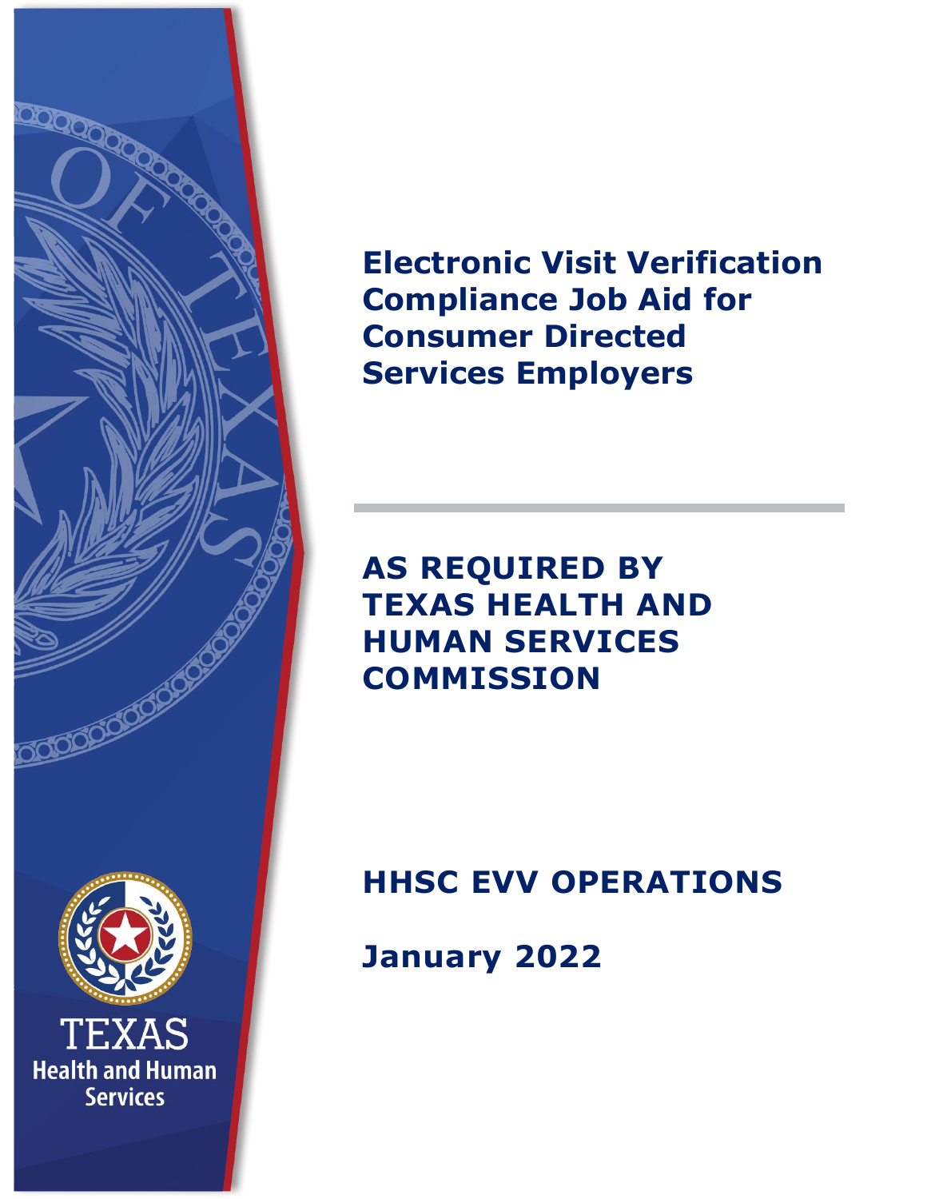# Electronic Visit Verification Compliance Job Aid for Consumer Directed Services Employers

## AS REQUIRED BY TEXAS HEALTH AND HUMAN SERVICES COMMISSION

## HHSC EVV OPERATIONS

**January 2022**

TEXAS
Health and Human Services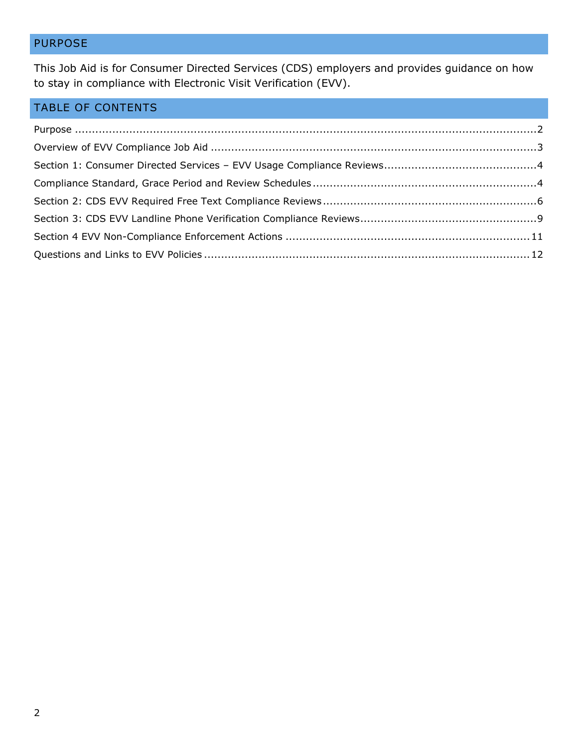## PURPOSE

This Job Aid is for Consumer Directed Services (CDS) employers and provides guidance on how to stay in compliance with Electronic Visit Verification (EVV).

## TABLE OF CONTENTS

Purpose .......... 2

Overview of EVV Compliance Job Aid .......... 3

Section 1: Consumer Directed Services – EVV Usage Compliance Reviews .......... 4

Compliance Standard, Grace Period and Review Schedules .......... 4

Section 2: CDS EVV Required Free Text Compliance Reviews .......... 6

Section 3: CDS EVV Landline Phone Verification Compliance Reviews .......... 9

Section 4 EVV Non-Compliance Enforcement Actions .......... 11

Questions and Links to EVV Policies .......... 12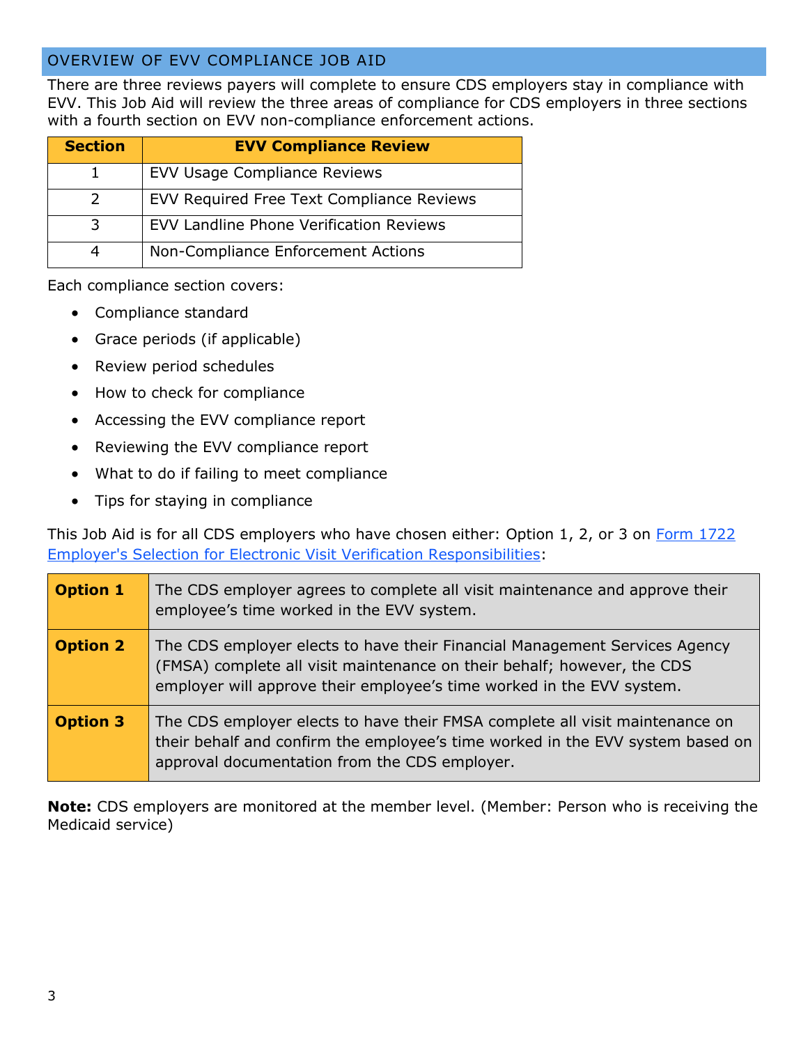## OVERVIEW OF EVV COMPLIANCE JOB AID

There are three reviews payers will complete to ensure CDS employers stay in compliance with EVV. This Job Aid will review the three areas of compliance for CDS employers in three sections with a fourth section on EVV non-compliance enforcement actions.

| Section | EVV Compliance Review |
|---|---|
| 1 | EVV Usage Compliance Reviews |
| 2 | EVV Required Free Text Compliance Reviews |
| 3 | EVV Landline Phone Verification Reviews |
| 4 | Non-Compliance Enforcement Actions |

Each compliance section covers:

- Compliance standard
- Grace periods (if applicable)
- Review period schedules
- How to check for compliance
- Accessing the EVV compliance report
- Reviewing the EVV compliance report
- What to do if failing to meet compliance
- Tips for staying in compliance

This Job Aid is for all CDS employers who have chosen either: Option 1, 2, or 3 on [Form 1722 Employer's Selection for Electronic Visit Verification Responsibilities](Form 1722 Employer's Selection for Electronic Visit Verification Responsibilities):

| | |
|---|---|
| **Option 1** | The CDS employer agrees to complete all visit maintenance and approve their employee's time worked in the EVV system. |
| **Option 2** | The CDS employer elects to have their Financial Management Services Agency (FMSA) complete all visit maintenance on their behalf; however, the CDS employer will approve their employee's time worked in the EVV system. |
| **Option 3** | The CDS employer elects to have their FMSA complete all visit maintenance on their behalf and confirm the employee's time worked in the EVV system based on approval documentation from the CDS employer. |

**Note:** CDS employers are monitored at the member level. (Member: Person who is receiving the Medicaid service)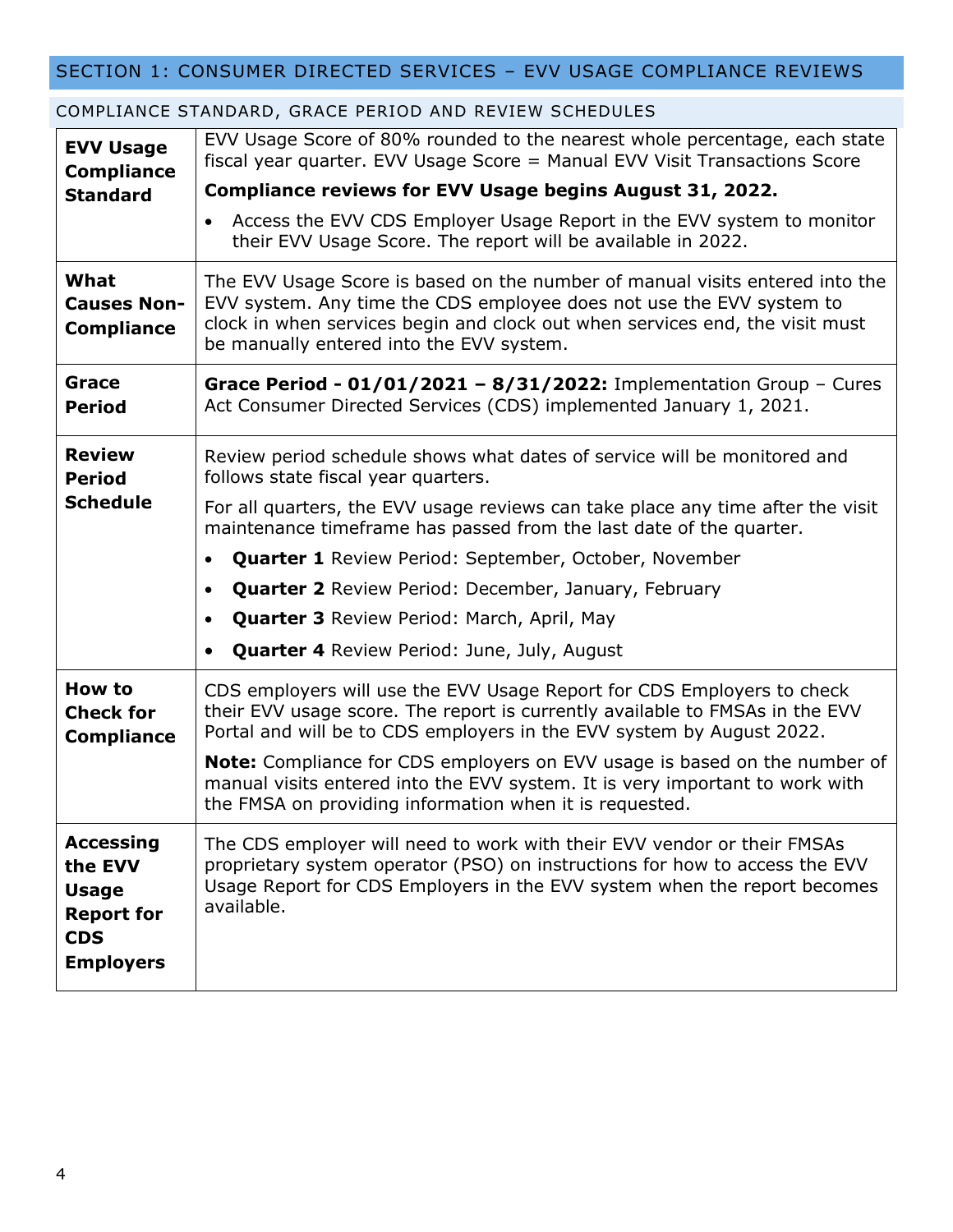## SECTION 1: CONSUMER DIRECTED SERVICES – EVV USAGE COMPLIANCE REVIEWS

### COMPLIANCE STANDARD, GRACE PERIOD AND REVIEW SCHEDULES

| | |
|---|---|
| **EVV Usage Compliance Standard** | EVV Usage Score of 80% rounded to the nearest whole percentage, each state fiscal year quarter. EVV Usage Score = Manual EVV Visit Transactions Score<br>**Compliance reviews for EVV Usage begins August 31, 2022.**<br>• Access the EVV CDS Employer Usage Report in the EVV system to monitor their EVV Usage Score. The report will be available in 2022. |
| **What Causes Non-Compliance** | The EVV Usage Score is based on the number of manual visits entered into the EVV system. Any time the CDS employee does not use the EVV system to clock in when services begin and clock out when services end, the visit must be manually entered into the EVV system. |
| **Grace Period** | **Grace Period - 01/01/2021 – 8/31/2022:** Implementation Group – Cures Act Consumer Directed Services (CDS) implemented January 1, 2021. |
| **Review Period Schedule** | Review period schedule shows what dates of service will be monitored and follows state fiscal year quarters.<br>For all quarters, the EVV usage reviews can take place any time after the visit maintenance timeframe has passed from the last date of the quarter.<br>• **Quarter 1** Review Period: September, October, November<br>• **Quarter 2** Review Period: December, January, February<br>• **Quarter 3** Review Period: March, April, May<br>• **Quarter 4** Review Period: June, July, August |
| **How to Check for Compliance** | CDS employers will use the EVV Usage Report for CDS Employers to check their EVV usage score. The report is currently available to FMSAs in the EVV Portal and will be to CDS employers in the EVV system by August 2022.<br>**Note:** Compliance for CDS employers on EVV usage is based on the number of manual visits entered into the EVV system. It is very important to work with the FMSA on providing information when it is requested. |
| **Accessing the EVV Usage Report for CDS Employers** | The CDS employer will need to work with their EVV vendor or their FMSAs proprietary system operator (PSO) on instructions for how to access the EVV Usage Report for CDS Employers in the EVV system when the report becomes available. |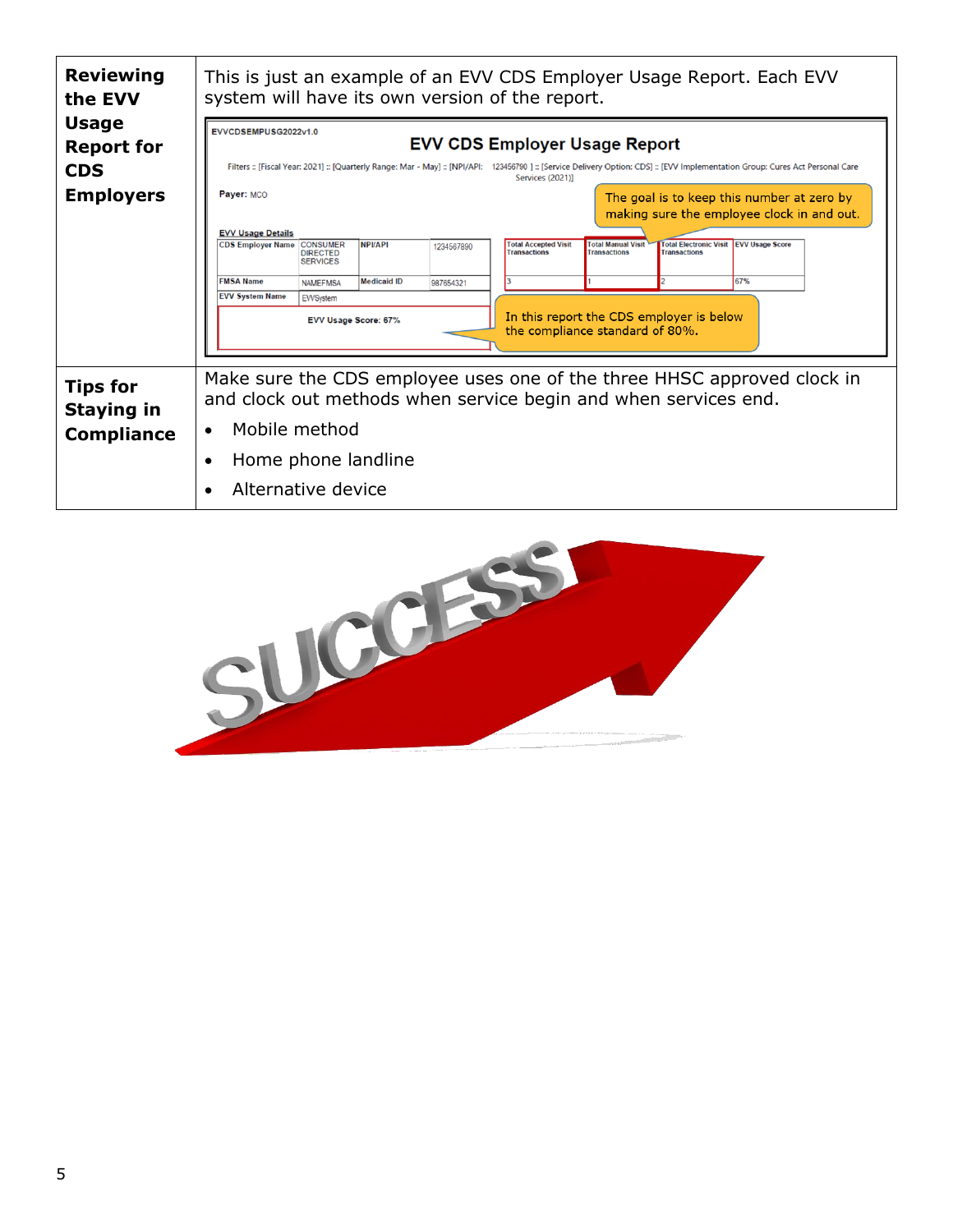| | |
|---|---|
| **Reviewing the EVV Usage Report for CDS Employers** | This is just an example of an EVV CDS Employer Usage Report. Each EVV system will have its own version of the report. |
| **Tips for Staying in Compliance** | Make sure the CDS employee uses one of the three HHSC approved clock in and clock out methods when service begin and when services end.<br>• Mobile method<br>• Home phone landline<br>• Alternative device |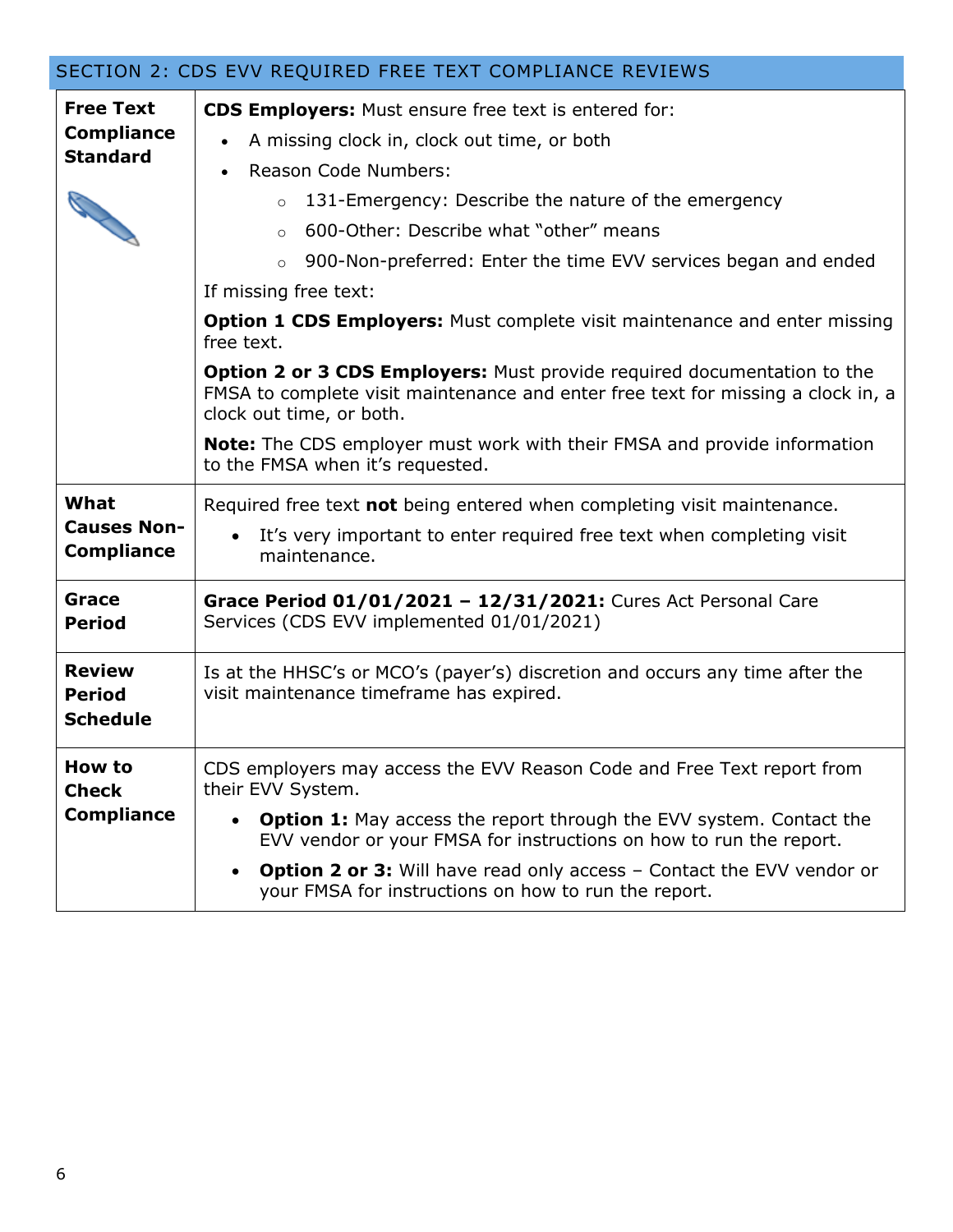## SECTION 2: CDS EVV REQUIRED FREE TEXT COMPLIANCE REVIEWS

| | |
|---|---|
| **Free Text Compliance Standard** | **CDS Employers:** Must ensure free text is entered for:<br>• A missing clock in, clock out time, or both<br>• Reason Code Numbers:<br>  ○ 131-Emergency: Describe the nature of the emergency<br>  ○ 600-Other: Describe what "other" means<br>  ○ 900-Non-preferred: Enter the time EVV services began and ended<br>If missing free text:<br>**Option 1 CDS Employers:** Must complete visit maintenance and enter missing free text.<br>**Option 2 or 3 CDS Employers:** Must provide required documentation to the FMSA to complete visit maintenance and enter free text for missing a clock in, a clock out time, or both.<br>**Note:** The CDS employer must work with their FMSA and provide information to the FMSA when it's requested. |
| **What Causes Non-Compliance** | Required free text **not** being entered when completing visit maintenance.<br>• It's very important to enter required free text when completing visit maintenance. |
| **Grace Period** | **Grace Period 01/01/2021 – 12/31/2021:** Cures Act Personal Care Services (CDS EVV implemented 01/01/2021) |
| **Review Period Schedule** | Is at the HHSC's or MCO's (payer's) discretion and occurs any time after the visit maintenance timeframe has expired. |
| **How to Check Compliance** | CDS employers may access the EVV Reason Code and Free Text report from their EVV System.<br>• **Option 1:** May access the report through the EVV system. Contact the EVV vendor or your FMSA for instructions on how to run the report.<br>• **Option 2 or 3:** Will have read only access – Contact the EVV vendor or your FMSA for instructions on how to run the report. |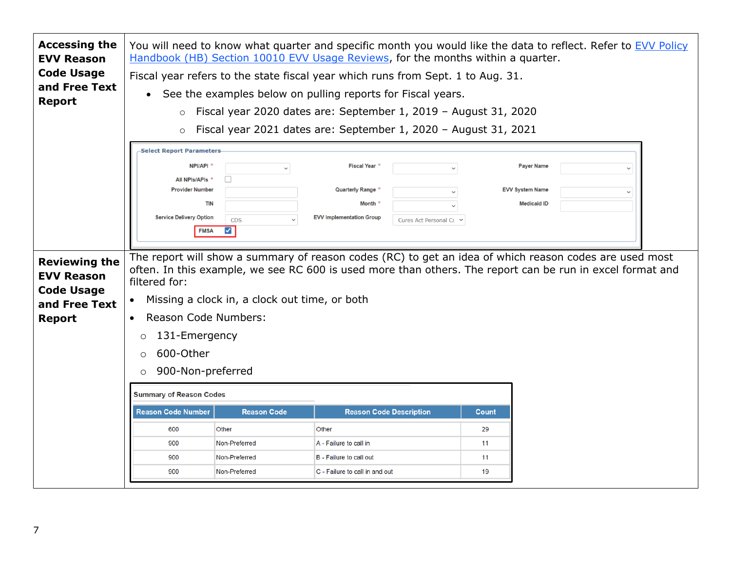| | |
|---|---|
| **Accessing the EVV Reason Code Usage and Free Text Report** | You will need to know what quarter and specific month you would like the data to reflect. Refer to [EVV Policy Handbook (HB) Section 10010 EVV Usage Reviews](), for the months within a quarter.<br><br>Fiscal year refers to the state fiscal year which runs from Sept. 1 to Aug. 31.<br><br>• See the examples below on pulling reports for Fiscal years.<br>  ○ Fiscal year 2020 dates are: September 1, 2019 – August 31, 2020<br>  ○ Fiscal year 2021 dates are: September 1, 2020 – August 31, 2021<br><br>**Select Report Parameters**<br>NPI/API * · Fiscal Year * · Payer Name<br>All NPIs/APIs *<br>Provider Number · Quarterly Range * · EVV System Name<br>TIN · Month * · Medicaid ID<br>Service Delivery Option: CDS · EVV Implementation Group: Cures Act Personal C<br>FMSA ☑ |
| **Reviewing the EVV Reason Code Usage and Free Text Report** | The report will show a summary of reason codes (RC) to get an idea of which reason codes are used most often. In this example, we see RC 600 is used more than others. The report can be run in excel format and filtered for:<br><br>• Missing a clock in, a clock out time, or both<br>• Reason Code Numbers:<br>  ○ 131-Emergency<br>  ○ 600-Other<br>  ○ 900-Non-preferred |

**Summary of Reason Codes**

| Reason Code Number | Reason Code | Reason Code Description | Count |
|---|---|---|---|
| 600 | Other | Other | 29 |
| 900 | Non-Preferred | A - Failure to call in | 11 |
| 900 | Non-Preferred | B - Failure to call out | 11 |
| 900 | Non-Preferred | C - Failure to call in and out | 19 |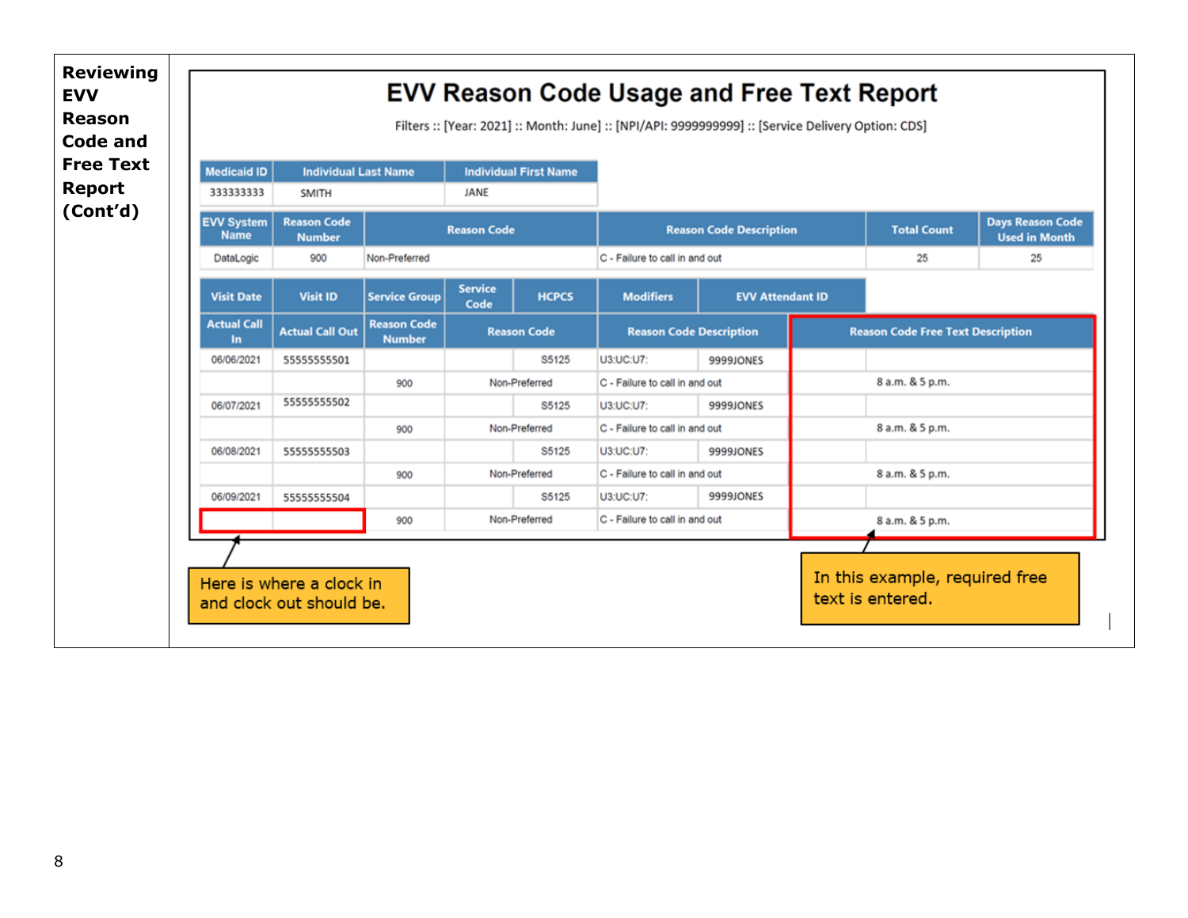**Reviewing EVV Reason Code and Free Text Report (Cont'd)**

# EVV Reason Code Usage and Free Text Report

Filters :: [Year: 2021] :: Month: June] :: [NPI/API: 9999999999] :: [Service Delivery Option: CDS]

| Medicaid ID | Individual Last Name | Individual First Name |
|---|---|---|
| 333333333 | SMITH | JANE |

| EVV System Name | Reason Code Number | Reason Code | Reason Code Description | Total Count | Days Reason Code Used in Month |
|---|---|---|---|---|---|
| DataLogic | 900 | Non-Preferred | C - Failure to call in and out | 25 | 25 |

| Visit Date | Visit ID | Service Group | Service Code | HCPCS | Modifiers | EVV Attendant ID | |
|---|---|---|---|---|---|---|---|
| **Actual Call In** | **Actual Call Out** | **Reason Code Number** | **Reason Code** | | **Reason Code Description** | | **Reason Code Free Text Description** |
| 06/06/2021 | 55555555501 | | | S5125 | U3:UC:U7: | 9999JONES | |
| | | 900 | Non-Preferred | | C - Failure to call in and out | | 8 a.m. & 5 p.m. |
| 06/07/2021 | 55555555502 | | | S5125 | U3:UC:U7: | 9999JONES | |
| | | 900 | Non-Preferred | | C - Failure to call in and out | | 8 a.m. & 5 p.m. |
| 06/08/2021 | 55555555503 | | | S5125 | U3:UC:U7: | 9999JONES | |
| | | 900 | Non-Preferred | | C - Failure to call in and out | | 8 a.m. & 5 p.m. |
| 06/09/2021 | 55555555504 | | | S5125 | U3:UC:U7: | 9999JONES | |
| | | 900 | Non-Preferred | | C - Failure to call in and out | | 8 a.m. & 5 p.m. |

Here is where a clock in and clock out should be.

In this example, required free text is entered.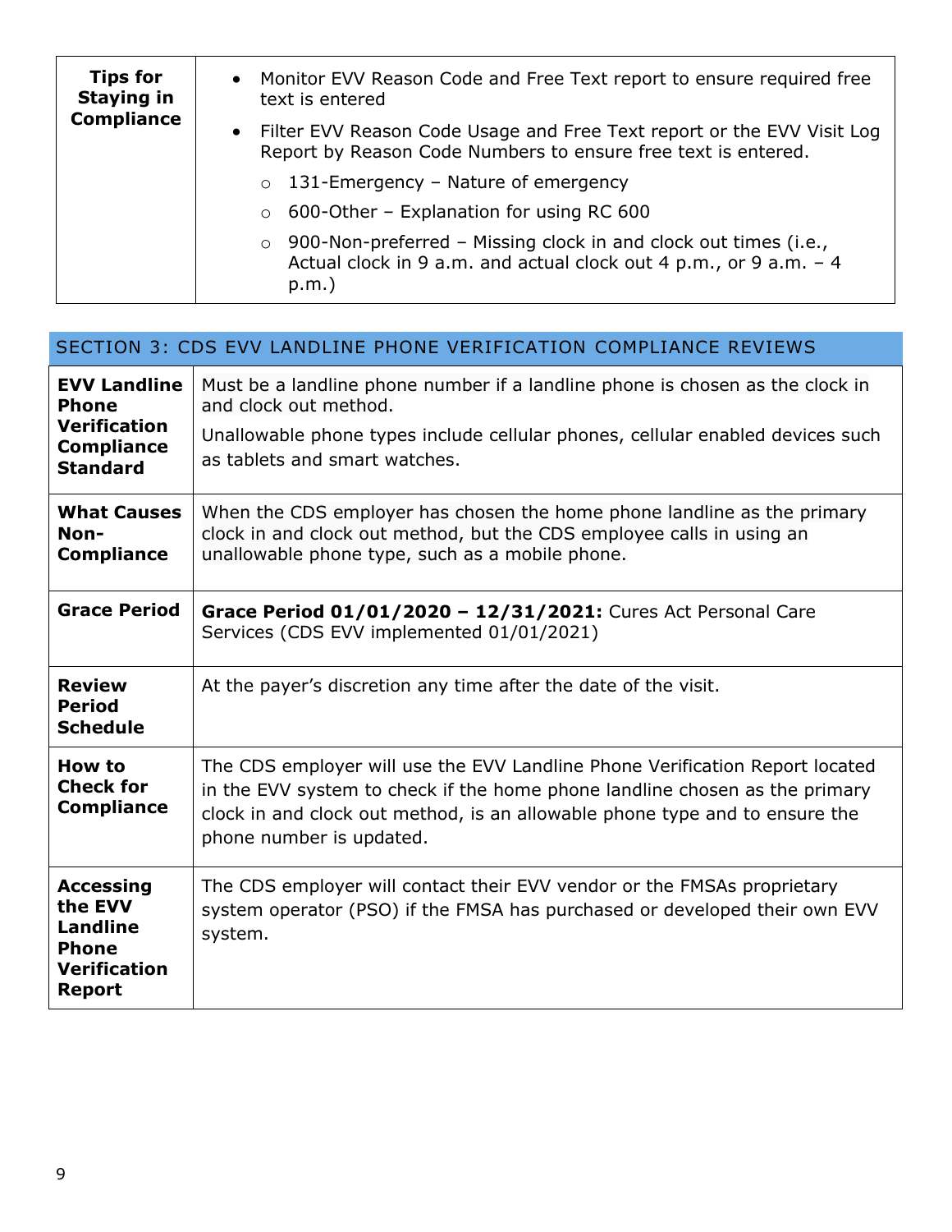| **Tips for Staying in Compliance** | <ul><li>Monitor EVV Reason Code and Free Text report to ensure required free text is entered</li><li>Filter EVV Reason Code Usage and Free Text report or the EVV Visit Log Report by Reason Code Numbers to ensure free text is entered.<ul><li>131-Emergency – Nature of emergency</li><li>600-Other – Explanation for using RC 600</li><li>900-Non-preferred – Missing clock in and clock out times (i.e., Actual clock in 9 a.m. and actual clock out 4 p.m., or 9 a.m. – 4 p.m.)</li></ul></li></ul> |
|---|---|

## SECTION 3: CDS EVV LANDLINE PHONE VERIFICATION COMPLIANCE REVIEWS

| | |
|---|---|
| **EVV Landline Phone Verification Compliance Standard** | Must be a landline phone number if a landline phone is chosen as the clock in and clock out method.<br><br>Unallowable phone types include cellular phones, cellular enabled devices such as tablets and smart watches. |
| **What Causes Non-Compliance** | When the CDS employer has chosen the home phone landline as the primary clock in and clock out method, but the CDS employee calls in using an unallowable phone type, such as a mobile phone. |
| **Grace Period** | **Grace Period 01/01/2020 – 12/31/2021:** Cures Act Personal Care Services (CDS EVV implemented 01/01/2021) |
| **Review Period Schedule** | At the payer's discretion any time after the date of the visit. |
| **How to Check for Compliance** | The CDS employer will use the EVV Landline Phone Verification Report located in the EVV system to check if the home phone landline chosen as the primary clock in and clock out method, is an allowable phone type and to ensure the phone number is updated. |
| **Accessing the EVV Landline Phone Verification Report** | The CDS employer will contact their EVV vendor or the FMSAs proprietary system operator (PSO) if the FMSA has purchased or developed their own EVV system. |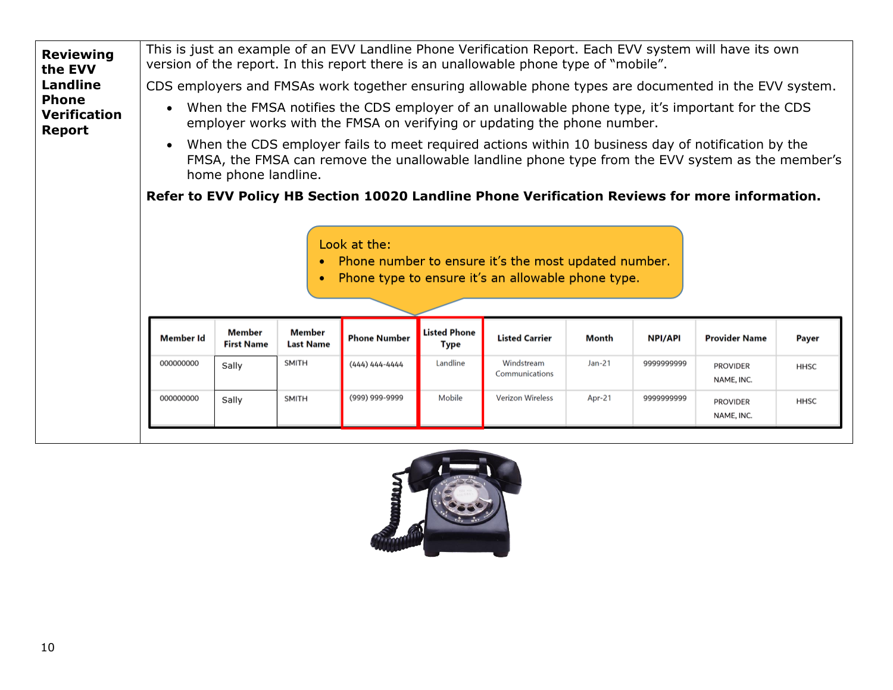**Reviewing the EVV Landline Phone Verification Report**

This is just an example of an EVV Landline Phone Verification Report. Each EVV system will have its own version of the report. In this report there is an unallowable phone type of "mobile".

CDS employers and FMSAs work together ensuring allowable phone types are documented in the EVV system.

- When the FMSA notifies the CDS employer of an unallowable phone type, it's important for the CDS employer works with the FMSA on verifying or updating the phone number.
- When the CDS employer fails to meet required actions within 10 business day of notification by the FMSA, the FMSA can remove the unallowable landline phone type from the EVV system as the member's home phone landline.

**Refer to EVV Policy HB Section 10020 Landline Phone Verification Reviews for more information.**

Look at the:

- Phone number to ensure it's the most updated number.
- Phone type to ensure it's an allowable phone type.

| Member Id | Member First Name | Member Last Name | Phone Number | Listed Phone Type | Listed Carrier | Month | NPI/API | Provider Name | Payer |
|---|---|---|---|---|---|---|---|---|---|
| 000000000 | Sally | SMITH | (444) 444-4444 | Landline | Windstream Communications | Jan-21 | 9999999999 | PROVIDER NAME, INC. | HHSC |
| 000000000 | Sally | SMITH | (999) 999-9999 | Mobile | Verizon Wireless | Apr-21 | 9999999999 | PROVIDER NAME, INC. | HHSC |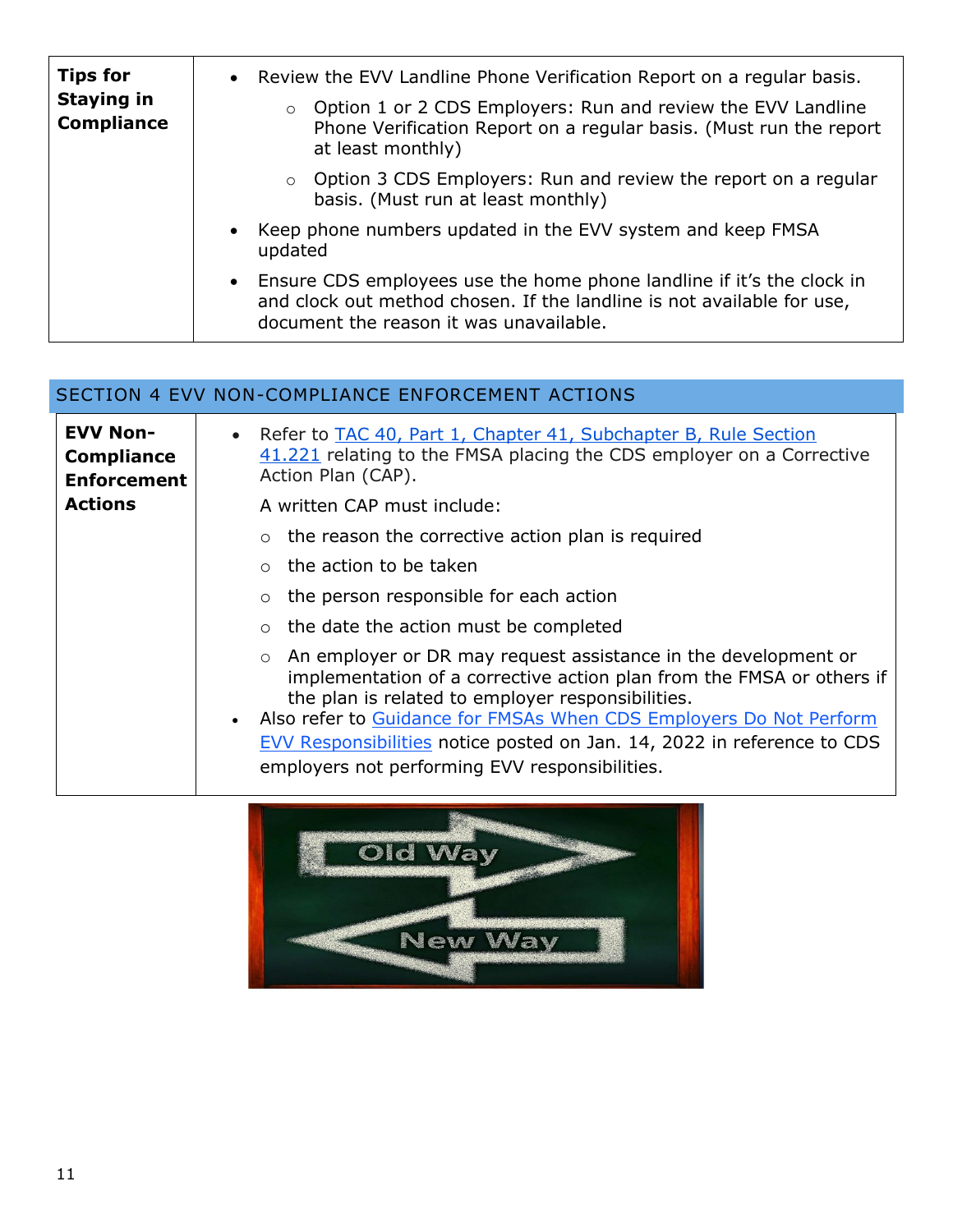| Tips for Staying in Compliance | • Review the EVV Landline Phone Verification Report on a regular basis.<br>  ○ Option 1 or 2 CDS Employers: Run and review the EVV Landline Phone Verification Report on a regular basis. (Must run the report at least monthly)<br>  ○ Option 3 CDS Employers: Run and review the report on a regular basis. (Must run at least monthly)<br>• Keep phone numbers updated in the EVV system and keep FMSA updated<br>• Ensure CDS employees use the home phone landline if it's the clock in and clock out method chosen. If the landline is not available for use, document the reason it was unavailable. |
|---|---|

## SECTION 4 EVV NON-COMPLIANCE ENFORCEMENT ACTIONS

| EVV Non-Compliance Enforcement Actions | • Refer to [TAC 40, Part 1, Chapter 41, Subchapter B, Rule Section 41.221]() relating to the FMSA placing the CDS employer on a Corrective Action Plan (CAP).<br>A written CAP must include:<br>  ○ the reason the corrective action plan is required<br>  ○ the action to be taken<br>  ○ the person responsible for each action<br>  ○ the date the action must be completed<br>  ○ An employer or DR may request assistance in the development or implementation of a corrective action plan from the FMSA or others if the plan is related to employer responsibilities.<br>• Also refer to [Guidance for FMSAs When CDS Employers Do Not Perform EVV Responsibilities]() notice posted on Jan. 14, 2022 in reference to CDS employers not performing EVV responsibilities. |
|---|---|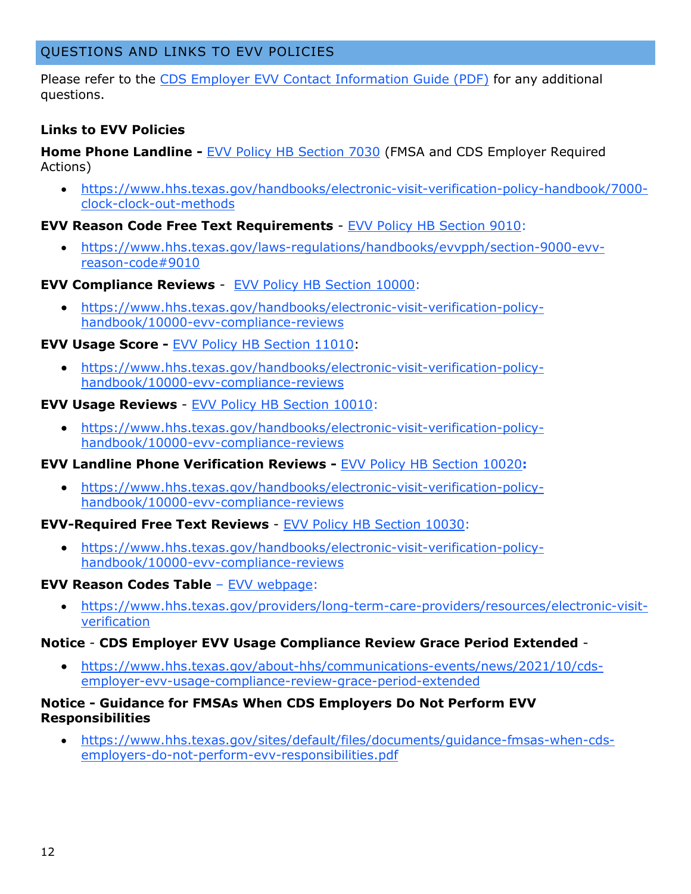## QUESTIONS AND LINKS TO EVV POLICIES

Please refer to the CDS Employer EVV Contact Information Guide (PDF) for any additional questions.

### Links to EVV Policies

**Home Phone Landline -** EVV Policy HB Section 7030 (FMSA and CDS Employer Required Actions)

- https://www.hhs.texas.gov/handbooks/electronic-visit-verification-policy-handbook/7000-clock-clock-out-methods

**EVV Reason Code Free Text Requirements** - EVV Policy HB Section 9010:

- https://www.hhs.texas.gov/laws-regulations/handbooks/evvpph/section-9000-evv-reason-code#9010

**EVV Compliance Reviews** - EVV Policy HB Section 10000:

- https://www.hhs.texas.gov/handbooks/electronic-visit-verification-policy-handbook/10000-evv-compliance-reviews

**EVV Usage Score -** EVV Policy HB Section 11010:

- https://www.hhs.texas.gov/handbooks/electronic-visit-verification-policy-handbook/10000-evv-compliance-reviews

**EVV Usage Reviews** - EVV Policy HB Section 10010:

- https://www.hhs.texas.gov/handbooks/electronic-visit-verification-policy-handbook/10000-evv-compliance-reviews

**EVV Landline Phone Verification Reviews -** EVV Policy HB Section 10020**:**

- https://www.hhs.texas.gov/handbooks/electronic-visit-verification-policy-handbook/10000-evv-compliance-reviews

**EVV-Required Free Text Reviews** - EVV Policy HB Section 10030:

- https://www.hhs.texas.gov/handbooks/electronic-visit-verification-policy-handbook/10000-evv-compliance-reviews

**EVV Reason Codes Table** – EVV webpage:

- https://www.hhs.texas.gov/providers/long-term-care-providers/resources/electronic-visit-verification

**Notice** - **CDS Employer EVV Usage Compliance Review Grace Period Extended** -

- https://www.hhs.texas.gov/about-hhs/communications-events/news/2021/10/cds-employer-evv-usage-compliance-review-grace-period-extended

**Notice - Guidance for FMSAs When CDS Employers Do Not Perform EVV Responsibilities**

- https://www.hhs.texas.gov/sites/default/files/documents/guidance-fmsas-when-cds-employers-do-not-perform-evv-responsibilities.pdf